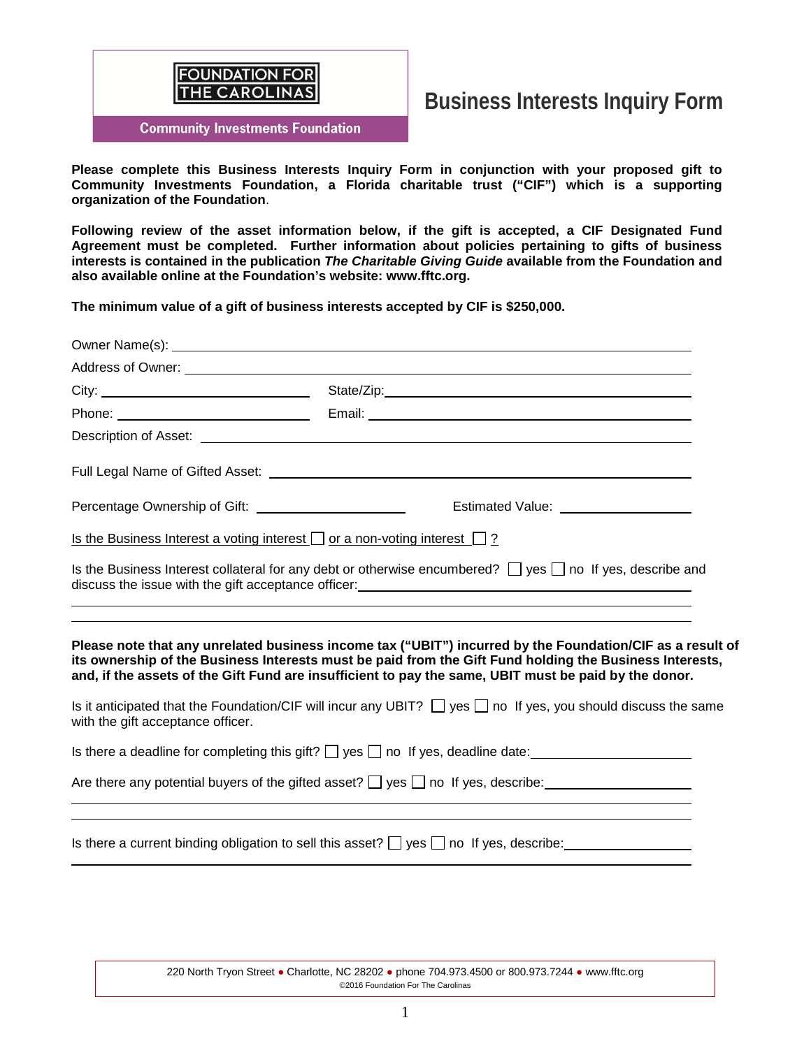FOUNDATION FOR THE CAROLINAS

Community Investments Foundation

# Business Interests Inquiry Form

**Please complete this Business Interests Inquiry Form in conjunction with your proposed gift to Community Investments Foundation, a Florida charitable trust ("CIF") which is a supporting organization of the Foundation**.

**Following review of the asset information below, if the gift is accepted, a CIF Designated Fund Agreement must be completed. Further information about policies pertaining to gifts of business interests is contained in the publication *The Charitable Giving Guide* available from the Foundation and also available online at the Foundation's website: www.fftc.org.**

**The minimum value of a gift of business interests accepted by CIF is $250,000.**

Owner Name(s): ______________________________

Address of Owner: ______________________________

City: ______________ State/Zip: ______________

Phone: ______________ Email: ______________

Description of Asset: ______________________________

Full Legal Name of Gifted Asset: ______________________________

Percentage Ownership of Gift: ______________ Estimated Value: ______________

Is the Business Interest a voting interest ☐ or a non-voting interest ☐ ?

Is the Business Interest collateral for any debt or otherwise encumbered? ☐ yes ☐ no If yes, describe and discuss the issue with the gift acceptance officer: ______________________________

______________________________

______________________________

**Please note that any unrelated business income tax ("UBIT") incurred by the Foundation/CIF as a result of its ownership of the Business Interests must be paid from the Gift Fund holding the Business Interests, and, if the assets of the Gift Fund are insufficient to pay the same, UBIT must be paid by the donor.**

Is it anticipated that the Foundation/CIF will incur any UBIT? ☐ yes ☐ no If yes, you should discuss the same with the gift acceptance officer.

Is there a deadline for completing this gift? ☐ yes ☐ no If yes, deadline date: ______________

Are there any potential buyers of the gifted asset? ☐ yes ☐ no If yes, describe: ______________

______________________________

______________________________

Is there a current binding obligation to sell this asset? ☐ yes ☐ no If yes, describe: ______________

______________________________

220 North Tryon Street ● Charlotte, NC 28202 ● phone 704.973.4500 or 800.973.7244 ● www.fftc.org
©2016 Foundation For The Carolinas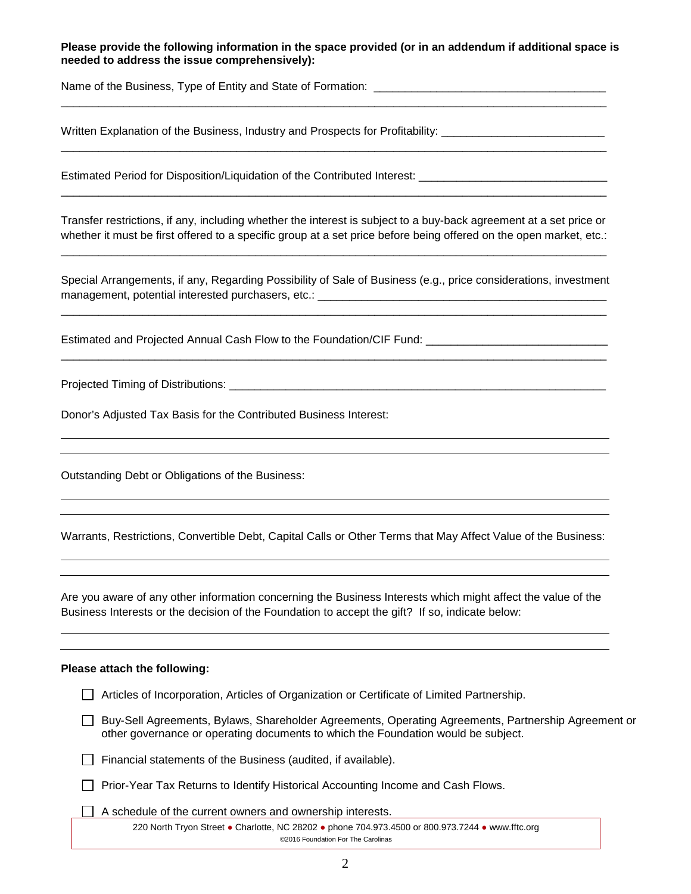**Please provide the following information in the space provided (or in an addendum if additional space is needed to address the issue comprehensively):**

Name of the Business, Type of Entity and State of Formation: ____________________________________

_____________________________________________________________________________________

Written Explanation of the Business, Industry and Prospects for Profitability: __________________________

_____________________________________________________________________________________

Estimated Period for Disposition/Liquidation of the Contributed Interest: ______________________________

_____________________________________________________________________________________

Transfer restrictions, if any, including whether the interest is subject to a buy-back agreement at a set price or whether it must be first offered to a specific group at a set price before being offered on the open market, etc.:

_____________________________________________________________________________________

Special Arrangements, if any, Regarding Possibility of Sale of Business (e.g., price considerations, investment management, potential interested purchasers, etc.: ______________________________________________

_____________________________________________________________________________________

Estimated and Projected Annual Cash Flow to the Foundation/CIF Fund: _____________________________

_____________________________________________________________________________________

Projected Timing of Distributions: ______________________________________________________________

Donor's Adjusted Tax Basis for the Contributed Business Interest:

_____________________________________________________________________________________

_____________________________________________________________________________________

Outstanding Debt or Obligations of the Business:

_____________________________________________________________________________________

_____________________________________________________________________________________

Warrants, Restrictions, Convertible Debt, Capital Calls or Other Terms that May Affect Value of the Business:

_____________________________________________________________________________________

_____________________________________________________________________________________

Are you aware of any other information concerning the Business Interests which might affect the value of the Business Interests or the decision of the Foundation to accept the gift? If so, indicate below:

_____________________________________________________________________________________

_____________________________________________________________________________________

**Please attach the following:**

- ☐ Articles of Incorporation, Articles of Organization or Certificate of Limited Partnership.
- ☐ Buy-Sell Agreements, Bylaws, Shareholder Agreements, Operating Agreements, Partnership Agreement or other governance or operating documents to which the Foundation would be subject.
- ☐ Financial statements of the Business (audited, if available).
- ☐ Prior-Year Tax Returns to Identify Historical Accounting Income and Cash Flows.
- ☐ A schedule of the current owners and ownership interests.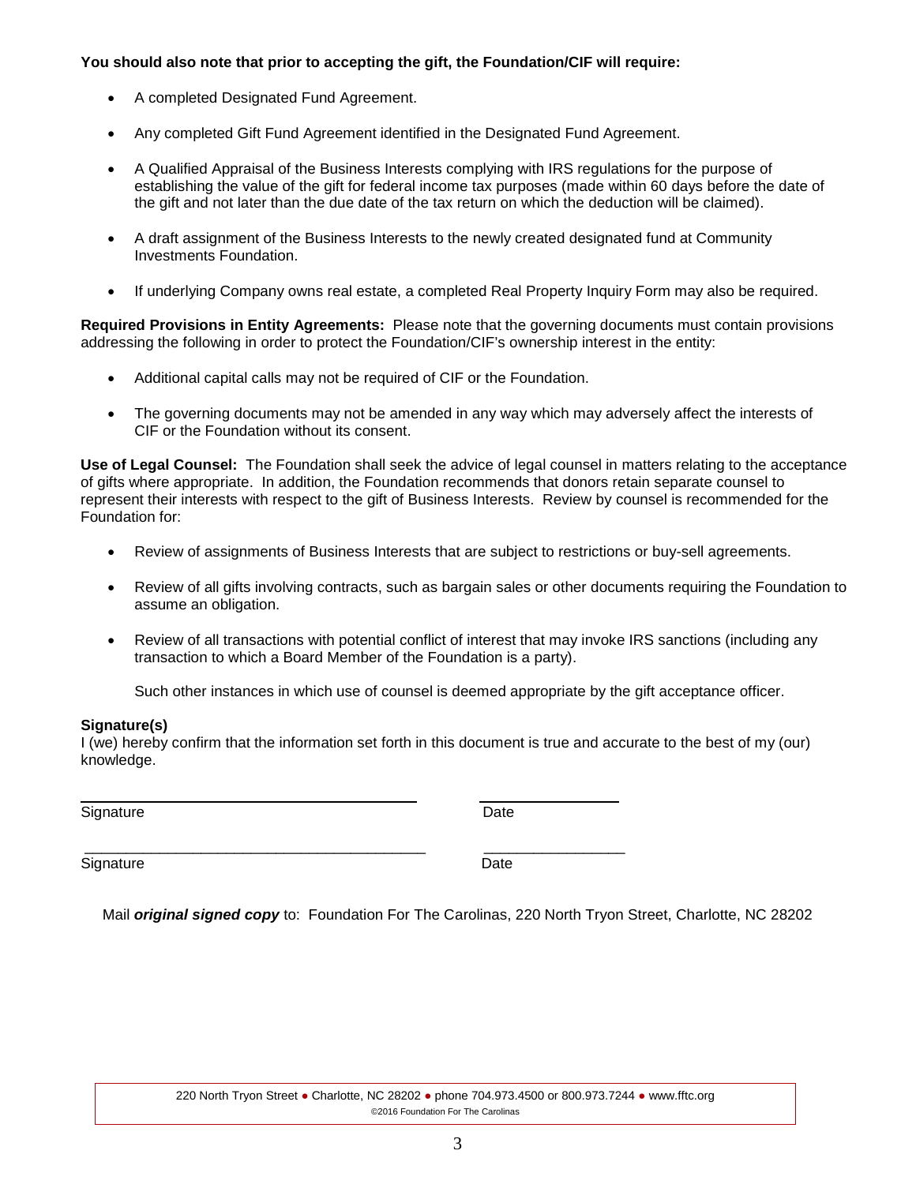**You should also note that prior to accepting the gift, the Foundation/CIF will require:**

- A completed Designated Fund Agreement.
- Any completed Gift Fund Agreement identified in the Designated Fund Agreement.
- A Qualified Appraisal of the Business Interests complying with IRS regulations for the purpose of establishing the value of the gift for federal income tax purposes (made within 60 days before the date of the gift and not later than the due date of the tax return on which the deduction will be claimed).
- A draft assignment of the Business Interests to the newly created designated fund at Community Investments Foundation.
- If underlying Company owns real estate, a completed Real Property Inquiry Form may also be required.

**Required Provisions in Entity Agreements:** Please note that the governing documents must contain provisions addressing the following in order to protect the Foundation/CIF's ownership interest in the entity:

- Additional capital calls may not be required of CIF or the Foundation.
- The governing documents may not be amended in any way which may adversely affect the interests of CIF or the Foundation without its consent.

**Use of Legal Counsel:** The Foundation shall seek the advice of legal counsel in matters relating to the acceptance of gifts where appropriate. In addition, the Foundation recommends that donors retain separate counsel to represent their interests with respect to the gift of Business Interests. Review by counsel is recommended for the Foundation for:

- Review of assignments of Business Interests that are subject to restrictions or buy-sell agreements.
- Review of all gifts involving contracts, such as bargain sales or other documents requiring the Foundation to assume an obligation.
- Review of all transactions with potential conflict of interest that may invoke IRS sanctions (including any transaction to which a Board Member of the Foundation is a party).

  Such other instances in which use of counsel is deemed appropriate by the gift acceptance officer.

**Signature(s)**
I (we) hereby confirm that the information set forth in this document is true and accurate to the best of my (our) knowledge.

\_\_\_\_\_\_\_\_\_\_\_\_\_\_\_\_\_\_\_\_\_\_\_\_\_\_\_\_\_\_\_\_\_\_\_\_\_\_\_\_ \_\_\_\_\_\_\_\_\_\_\_\_\_\_\_\_\_
Signature Date

\_\_\_\_\_\_\_\_\_\_\_\_\_\_\_\_\_\_\_\_\_\_\_\_\_\_\_\_\_\_\_\_\_\_\_\_\_\_\_\_ \_\_\_\_\_\_\_\_\_\_\_\_\_\_\_\_\_
Signature Date

Mail ***original signed copy*** to: Foundation For The Carolinas, 220 North Tryon Street, Charlotte, NC 28202

220 North Tryon Street ● Charlotte, NC 28202 ● phone 704.973.4500 or 800.973.7244 ● www.fftc.org
©2016 Foundation For The Carolinas